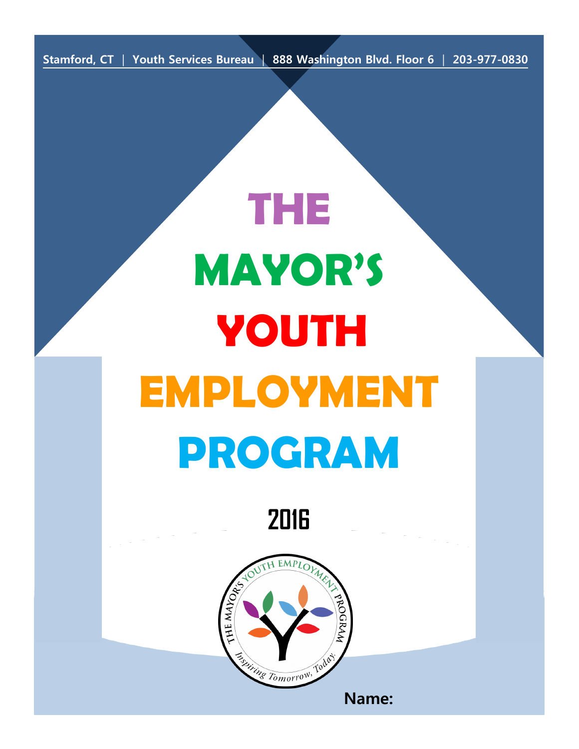Stamford, CT | Youth Services Bureau | 888 Washington Blvd. Floor 6 | 203-977-0830

# THE MAYOR'S YOUTH EMPLOYMENT PROGRAM

## 2016

THE MAYOR'S YOUTH EMPLOYMENT PROGRAM

*Inspiring Tomorrow, Today.*

**Name:**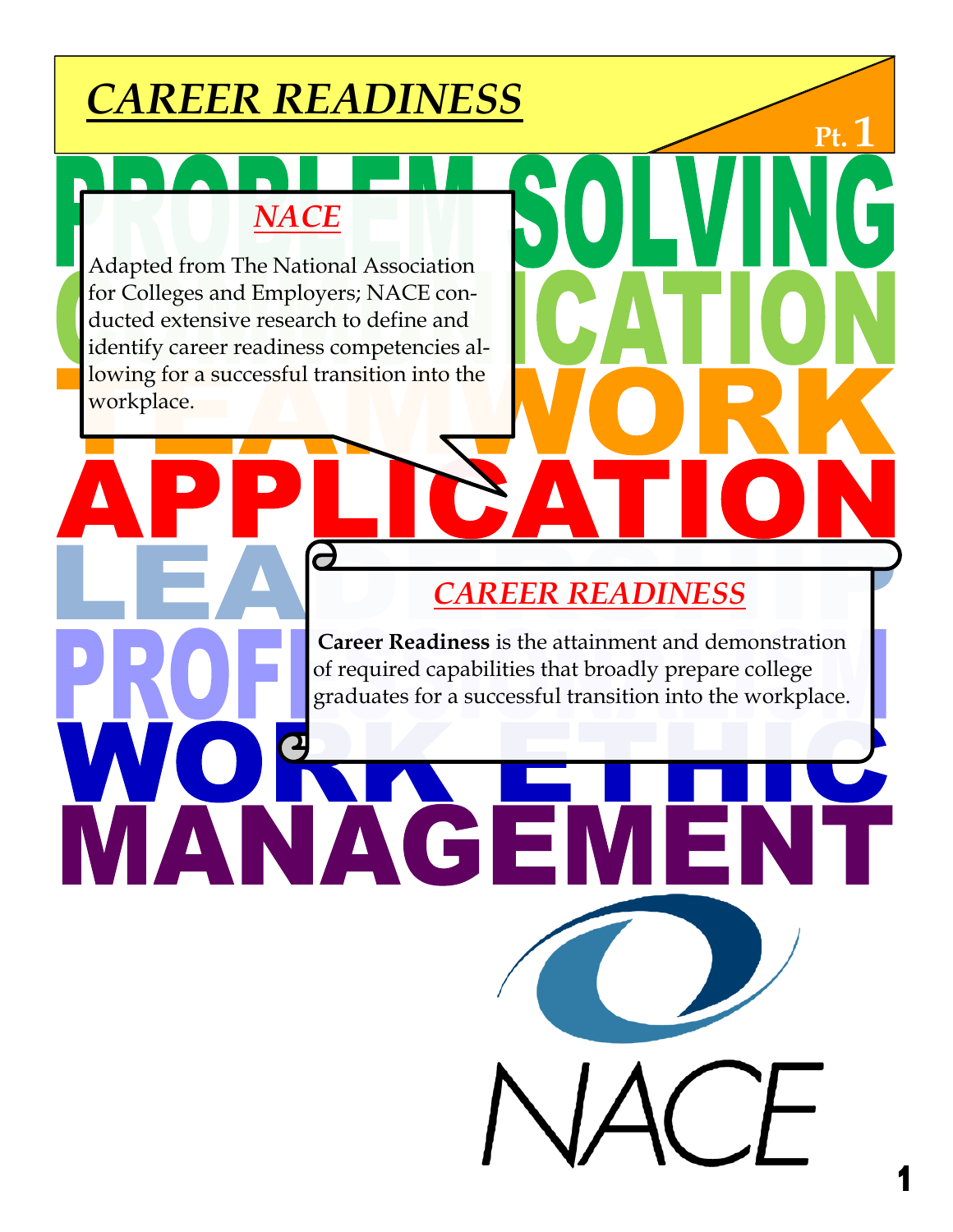# CAREER READINESS

Pt. 1

PROBLEM SOLVING

COMMUNICATION

TEAMWORK

APPLICATION

LEADERSHIP

PROFESSIONALISM

WORK ETHIC

MANAGEMENT

## *NACE*

Adapted from The National Association for Colleges and Employers; NACE conducted extensive research to define and identify career readiness competencies allowing for a successful transition into the workplace.

## *CAREER READINESS*

**Career Readiness** is the attainment and demonstration of required capabilities that broadly prepare college graduates for a successful transition into the workplace.

NACE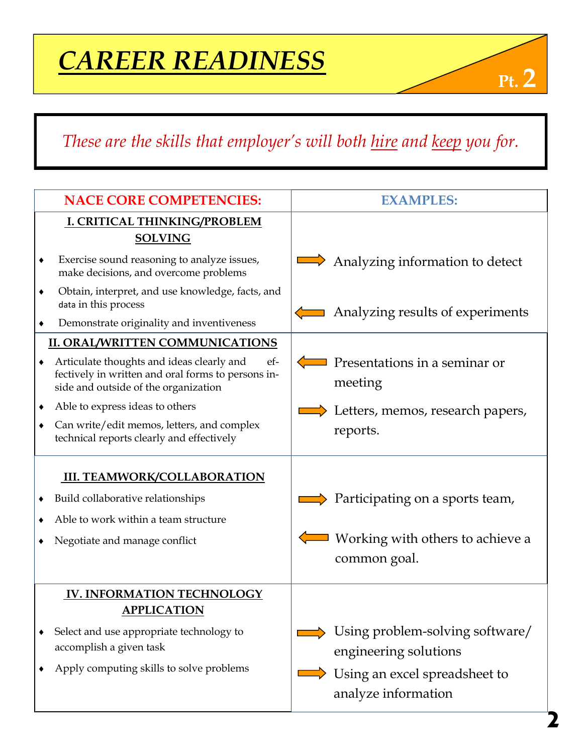# CAREER READINESS

Pt. 2

*These are the skills that employer's will both hire and keep you for.*

| NACE CORE COMPETENCIES: | EXAMPLES: |
|---|---|
| **I. CRITICAL THINKING/PROBLEM SOLVING**<br>♦ Exercise sound reasoning to analyze issues, make decisions, and overcome problems<br>♦ Obtain, interpret, and use knowledge, facts, and data in this process<br>♦ Demonstrate originality and inventiveness | ➡ Analyzing information to detect<br>⬅ Analyzing results of experiments |
| **II. ORAL/WRITTEN COMMUNICATIONS**<br>♦ Articulate thoughts and ideas clearly and effectively in written and oral forms to persons inside and outside of the organization<br>♦ Able to express ideas to others<br>♦ Can write/edit memos, letters, and complex technical reports clearly and effectively | ⬅ Presentations in a seminar or meeting<br>➡ Letters, memos, research papers, reports. |
| **III. TEAMWORK/COLLABORATION**<br>♦ Build collaborative relationships<br>♦ Able to work within a team structure<br>♦ Negotiate and manage conflict | ➡ Participating on a sports team,<br>⬅ Working with others to achieve a common goal. |
| **IV. INFORMATION TECHNOLOGY APPLICATION**<br>♦ Select and use appropriate technology to accomplish a given task<br>♦ Apply computing skills to solve problems | ➡ Using problem-solving software/ engineering solutions<br>➡ Using an excel spreadsheet to analyze information |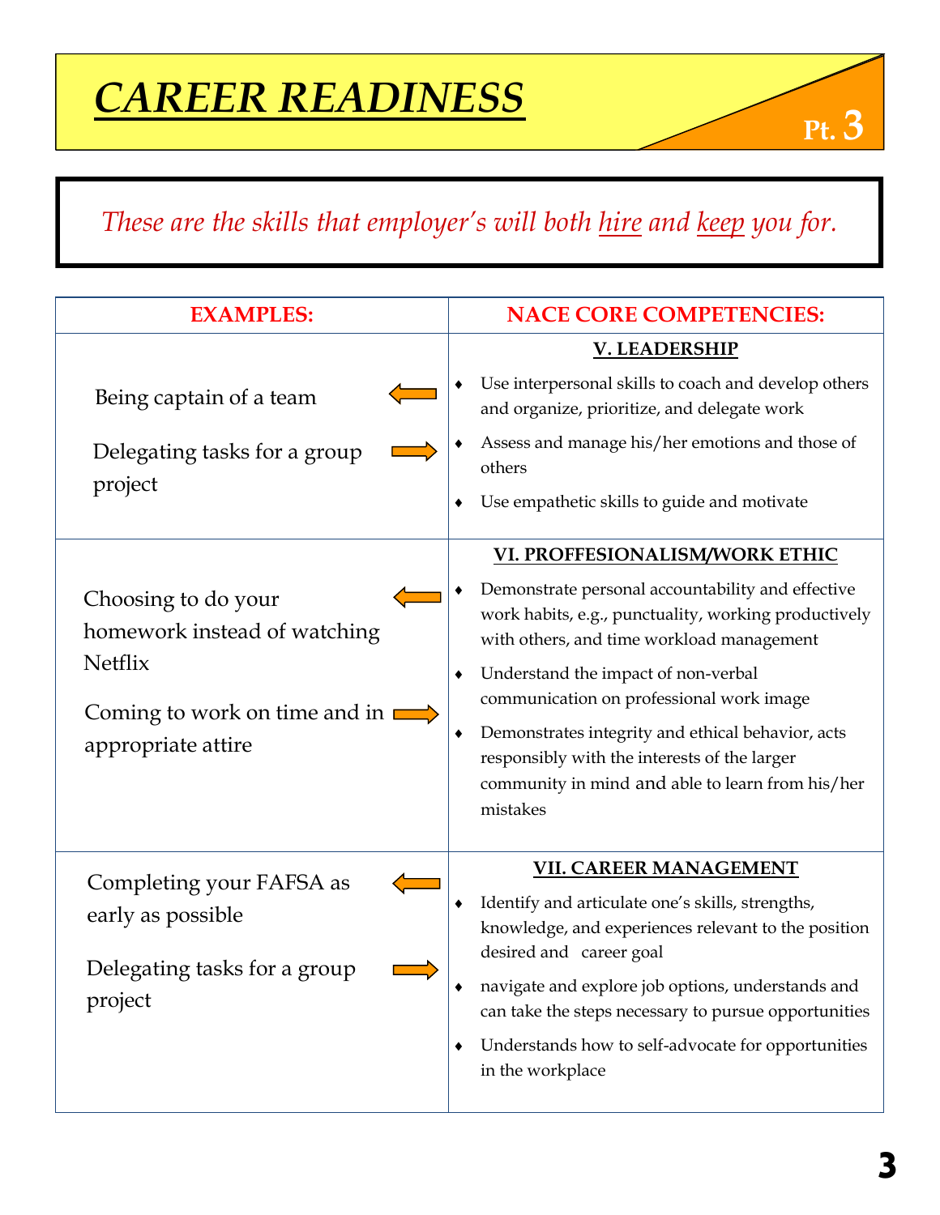# CAREER READINESS

Pt. 3

*These are the skills that employer's will both hire and keep you for.*

| EXAMPLES: | NACE CORE COMPETENCIES: |
|---|---|
| Being captain of a team<br><br>Delegating tasks for a group project | **V. LEADERSHIP**<br>♦ Use interpersonal skills to coach and develop others and organize, prioritize, and delegate work<br>♦ Assess and manage his/her emotions and those of others<br>♦ Use empathetic skills to guide and motivate |
| Choosing to do your homework instead of watching Netflix<br><br>Coming to work on time and in appropriate attire | **VI. PROFFESIONALISM/WORK ETHIC**<br>♦ Demonstrate personal accountability and effective work habits, e.g., punctuality, working productively with others, and time workload management<br>♦ Understand the impact of non-verbal communication on professional work image<br>♦ Demonstrates integrity and ethical behavior, acts responsibly with the interests of the larger community in mind and able to learn from his/her mistakes |
| Completing your FAFSA as early as possible<br><br>Delegating tasks for a group project | **VII. CAREER MANAGEMENT**<br>♦ Identify and articulate one's skills, strengths, knowledge, and experiences relevant to the position desired and career goal<br>♦ navigate and explore job options, understands and can take the steps necessary to pursue opportunities<br>♦ Understands how to self-advocate for opportunities in the workplace |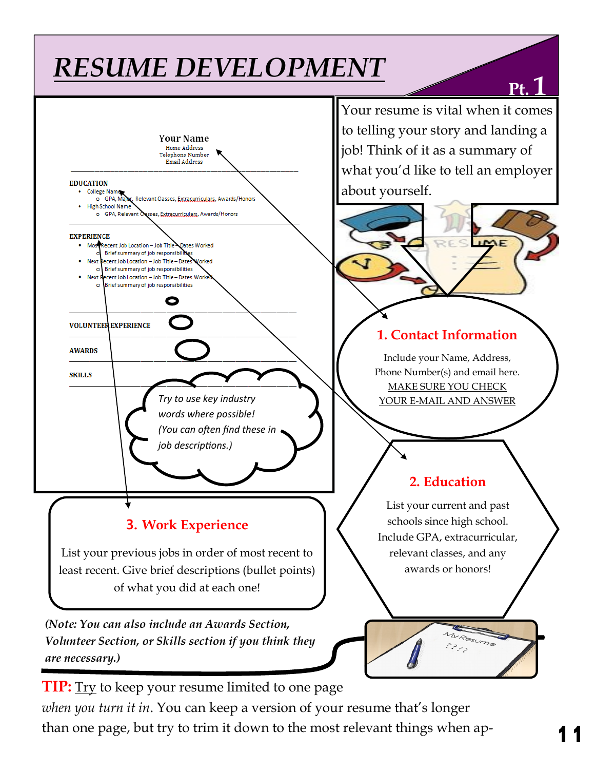# RESUME DEVELOPMENT

Pt. 1

**Your Name**
Home Address
Telephone Number
Email Address

**EDUCATION**

- College Name
  - GPA, Major, Relevant Classes, Extracurriculars, Awards/Honors
- High School Name
  - GPA, Relevant Classes, Extracurriculars, Awards/Honors

**EXPERIENCE**

- Most Recent Job Location – Job Title – Dates Worked
  - Brief summary of job responsibilities
- Next Recent Job Location – Job Title – Dates Worked
  - Brief summary of job responsibilities
- Next Recent Job Location – Job Title – Dates Worked
  - Brief summary of job responsibilities

**VOLUNTEER EXPERIENCE**

**AWARDS**

**SKILLS**

*Try to use key industry words where possible! (You can often find these in job descriptions.)*

Your resume is vital when it comes to telling your story and landing a job! Think of it as a summary of what you'd like to tell an employer about yourself.

## 1. Contact Information

Include your Name, Address, Phone Number(s) and email here. MAKE SURE YOU CHECK YOUR E-MAIL AND ANSWER

## 2. Education

List your current and past schools since high school. Include GPA, extracurricular, relevant classes, and any awards or honors!

## 3. Work Experience

List your previous jobs in order of most recent to least recent. Give brief descriptions (bullet points) of what you did at each one!

***(Note: You can also include an Awards Section, Volunteer Section, or Skills section if you think they are necessary.)***

**TIP:** Try to keep your resume limited to one page *when you turn it in*. You can keep a version of your resume that's longer than one page, but try to trim it down to the most relevant things when ap-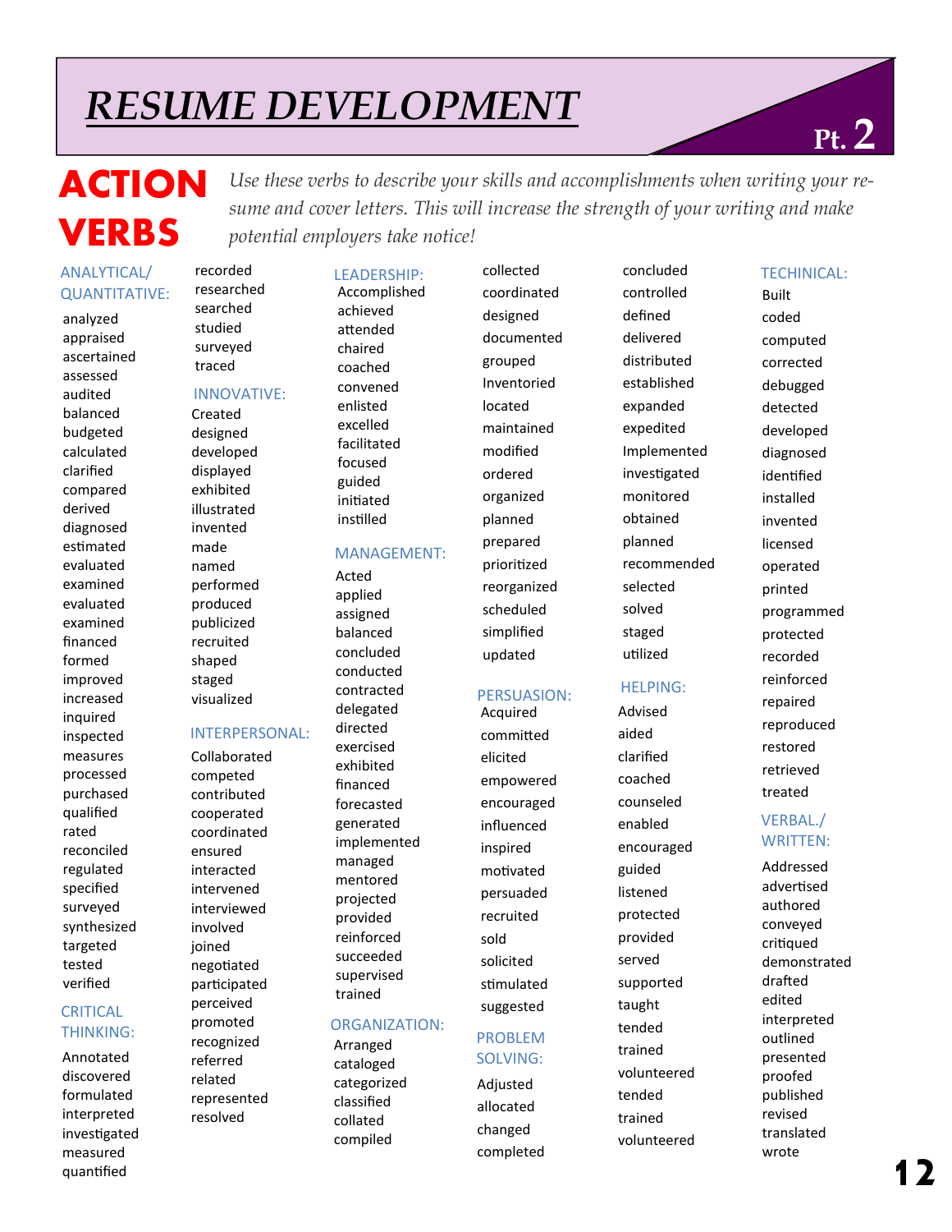# RESUME DEVELOPMENT

Pt. 2

## ACTION VERBS

*Use these verbs to describe your skills and accomplishments when writing your resume and cover letters. This will increase the strength of your writing and make potential employers take notice!*

### ANALYTICAL/ QUANTITATIVE:

analyzed
appraised
ascertained
assessed
audited
balanced
budgeted
calculated
clarified
compared
derived
diagnosed
estimated
evaluated
examined
evaluated
examined
financed
formed
improved
increased
inquired
inspected
measures
processed
purchased
qualified
rated
reconciled
regulated
specified
surveyed
synthesized
targeted
tested
verified
recorded
researched
searched
studied
surveyed
traced

### CRITICAL THINKING:

Annotated
discovered
formulated
interpreted
investigated
measured
quantified

### INNOVATIVE:

Created
designed
developed
displayed
exhibited
illustrated
invented
made
named
performed
produced
publicized
recruited
shaped
staged
visualized

### INTERPERSONAL:

Collaborated
competed
contributed
cooperated
coordinated
ensured
interacted
intervened
interviewed
involved
joined
negotiated
participated
perceived
promoted
recognized
referred
related
represented
resolved

### LEADERSHIP:

Accomplished
achieved
attended
chaired
coached
convened
enlisted
excelled
facilitated
focused
guided
initiated
instilled

### MANAGEMENT:

Acted
applied
assigned
balanced
concluded
conducted
contracted
delegated
directed
exercised
exhibited
financed
forecasted
generated
implemented
managed
mentored
projected
provided
reinforced
succeeded
supervised
trained

### ORGANIZATION:

Arranged
cataloged
categorized
classified
collated
compiled
collected
coordinated
designed
documented
grouped
Inventoried
located
maintained
modified
ordered
organized
planned
prepared
prioritized
reorganized
scheduled
simplified
updated

### PERSUASION:

Acquired
committed
elicited
empowered
encouraged
influenced
inspired
motivated
persuaded
recruited
sold
solicited
stimulated
suggested

### PROBLEM SOLVING:

Adjusted
allocated
changed
completed
concluded
controlled
defined
delivered
distributed
established
expanded
expedited
Implemented
investigated
monitored
obtained
planned
recommended
selected
solved
staged
utilized

### HELPING:

Advised
aided
clarified
coached
counseled
enabled
encouraged
guided
listened
protected
provided
served
supported
taught
tended
trained
volunteered
tended
trained
volunteered

### TECHINICAL:

Built
coded
computed
corrected
debugged
detected
developed
diagnosed
identified
installed
invented
licensed
operated
printed
programmed
protected
recorded
reinforced
repaired
reproduced
restored
retrieved
treated

### VERBAL./ WRITTEN:

Addressed
advertised
authored
conveyed
critiqued
demonstrated
drafted
edited
interpreted
outlined
presented
proofed
published
revised
translated
wrote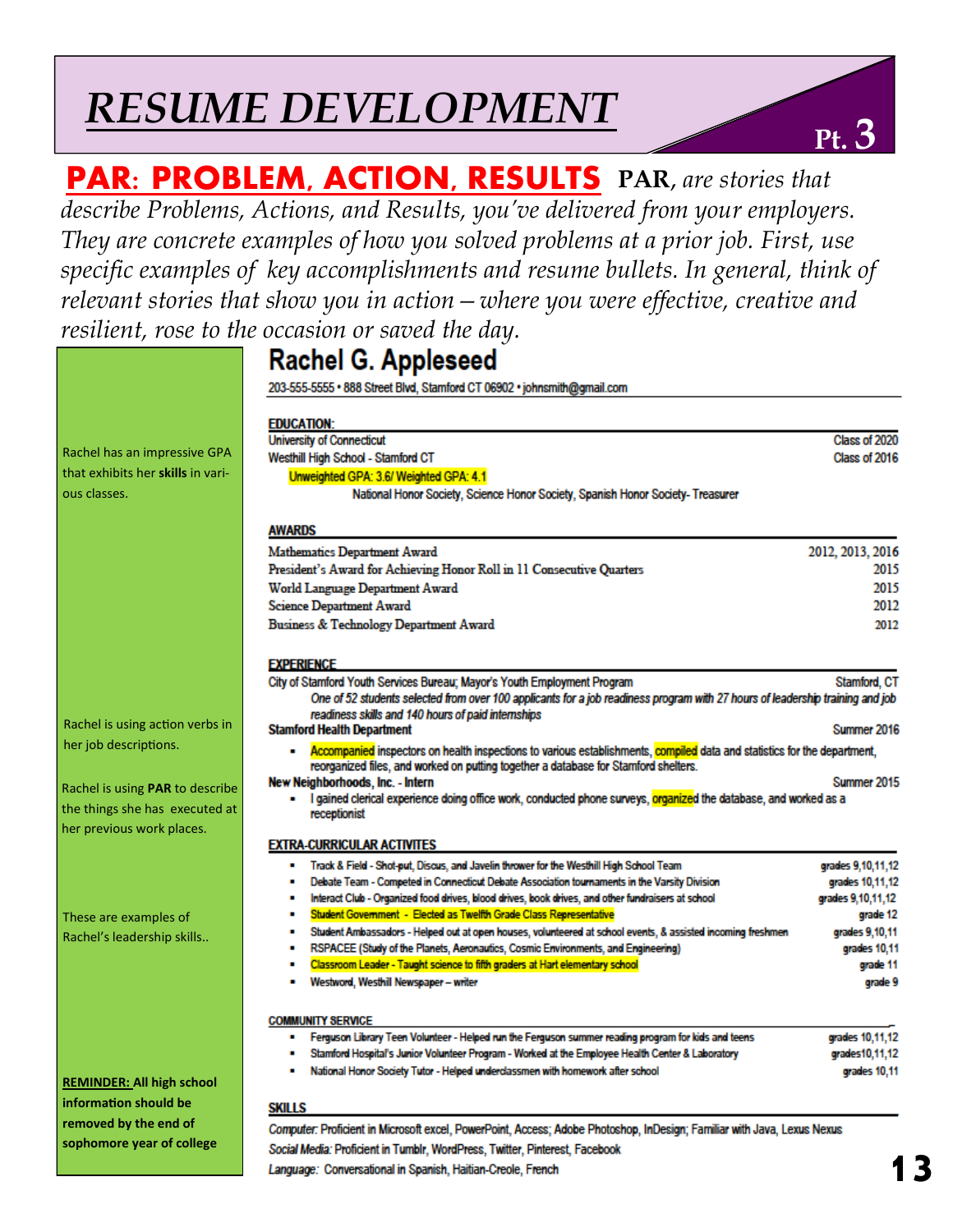# RESUME DEVELOPMENT

Pt. 3

## PAR: PROBLEM, ACTION, RESULTS

**PAR**, *are stories that describe Problems, Actions, and Results, you've delivered from your employers. They are concrete examples of how you solved problems at a prior job. First, use specific examples of key accomplishments and resume bullets. In general, think of relevant stories that show you in action — where you were effective, creative and resilient, rose to the occasion or saved the day.*

Rachel has an impressive GPA that exhibits her **skills** in various classes.

Rachel is using action verbs in her job descriptions.

Rachel is using **PAR** to describe the things she has executed at her previous work places.

These are examples of Rachel's leadership skills..

**REMINDER: All high school information should be removed by the end of sophomore year of college**

---

# Rachel G. Appleseed

203-555-5555 • 888 Street Blvd, Stamford CT 06902 • johnsmith@gmail.com

**EDUCATION:**

University of Connecticut — Class of 2020

Westhill High School - Stamford CT — Class of 2016

Unweighted GPA: 3.6/ Weighted GPA: 4.1

National Honor Society, Science Honor Society, Spanish Honor Society- Treasurer

**AWARDS**

| | |
|---|---|
| Mathematics Department Award | 2012, 2013, 2016 |
| President's Award for Achieving Honor Roll in 11 Consecutive Quarters | 2015 |
| World Language Department Award | 2015 |
| Science Department Award | 2012 |
| Business & Technology Department Award | 2012 |

**EXPERIENCE**

City of Stamford Youth Services Bureau; Mayor's Youth Employment Program — Stamford, CT

*One of 52 students selected from over 100 applicants for a job readiness program with 27 hours of leadership training and job readiness skills and 140 hours of paid internships*

**Stamford Health Department** — Summer 2016

- Accompanied inspectors on health inspections to various establishments, compiled data and statistics for the department, reorganized files, and worked on putting together a database for Stamford shelters.

**New Neighborhoods, Inc. - Intern** — Summer 2015

- I gained clerical experience doing office work, conducted phone surveys, organized the database, and worked as a receptionist

**EXTRA-CURRICULAR ACTIVITES**

- Track & Field - Shot-put, Discus, and Javelin thrower for the Westhill High School Team — grades 9,10,11,12
- Debate Team - Competed in Connecticut Debate Association tournaments in the Varsity Division — grades 10,11,12
- Interact Club - Organized food drives, blood drives, book drives, and other fundraisers at school — grades 9,10,11,12
- Student Government - Elected as Twelfth Grade Class Representative — grade 12
- Student Ambassadors - Helped out at open houses, volunteered at school events, & assisted incoming freshmen — grades 9,10,11
- RSPACEE (Study of the Planets, Aeronautics, Cosmic Environments, and Engineering) — grades 10,11
- Classroom Leader - Taught science to fifth graders at Hart elementary school — grade 11
- Westword, Westhill Newspaper – writer — grade 9

**COMMUNITY SERVICE**

- Ferguson Library Teen Volunteer - Helped run the Ferguson summer reading program for kids and teens — grades 10,11,12
- Stamford Hospital's Junior Volunteer Program - Worked at the Employee Health Center & Laboratory — grades10,11,12
- National Honor Society Tutor - Helped underclassmen with homework after school — grades 10,11

**SKILLS**

*Computer:* Proficient in Microsoft excel, PowerPoint, Access; Adobe Photoshop, InDesign; Familiar with Java, Lexus Nexus

*Social Media:* Proficient in Tumblr, WordPress, Twitter, Pinterest, Facebook

*Language:* Conversational in Spanish, Haitian-Creole, French